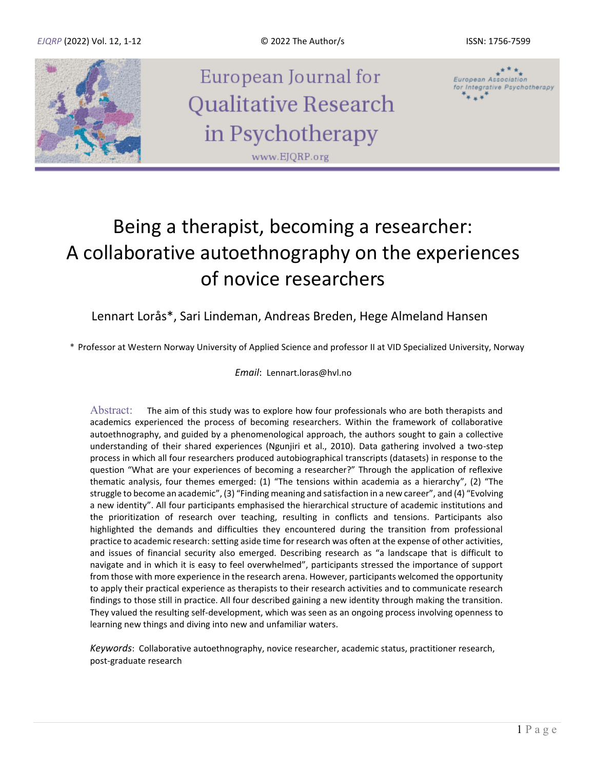# Being a therapist, becoming a researcher: A collaborative autoethnography on the experiences of novice researchers

Lennart Lorås*, Sari Lindeman, Andreas Breden, Hege Almeland Hansen

\* Professor at Western Norway University of Applied Science and professor II at VID Specialized University, Norway

*Email*: Lennart.loras@hvl.no

**Abstract:** The aim of this study was to explore how four professionals who are both therapists and academics experienced the process of becoming researchers. Within the framework of collaborative autoethnography, and guided by a phenomenological approach, the authors sought to gain a collective understanding of their shared experiences (Ngunjiri et al., 2010). Data gathering involved a two-step process in which all four researchers produced autobiographical transcripts (datasets) in response to the question "What are your experiences of becoming a researcher?" Through the application of reflexive thematic analysis, four themes emerged: (1) "The tensions within academia as a hierarchy", (2) "The struggle to become an academic", (3) "Finding meaning and satisfaction in a new career", and (4) "Evolving a new identity". All four participants emphasised the hierarchical structure of academic institutions and the prioritization of research over teaching, resulting in conflicts and tensions. Participants also highlighted the demands and difficulties they encountered during the transition from professional practice to academic research: setting aside time for research was often at the expense of other activities, and issues of financial security also emerged. Describing research as "a landscape that is difficult to navigate and in which it is easy to feel overwhelmed", participants stressed the importance of support from those with more experience in the research arena. However, participants welcomed the opportunity to apply their practical experience as therapists to their research activities and to communicate research findings to those still in practice. All four described gaining a new identity through making the transition. They valued the resulting self-development, which was seen as an ongoing process involving openness to learning new things and diving into new and unfamiliar waters.

*Keywords*: Collaborative autoethnography, novice researcher, academic status, practitioner research, post-graduate research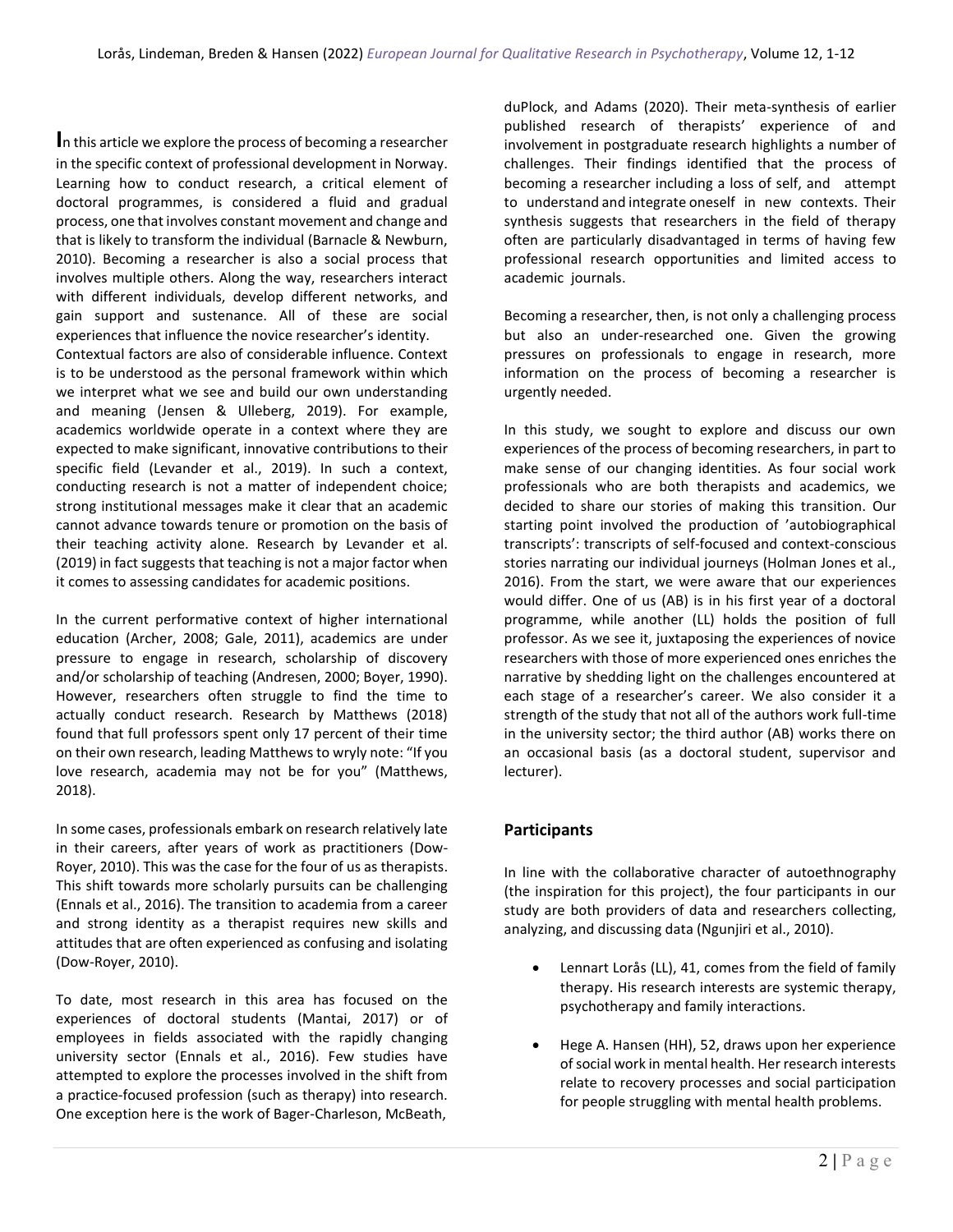In this article we explore the process of becoming a researcher in the specific context of professional development in Norway. Learning how to conduct research, a critical element of doctoral programmes, is considered a fluid and gradual process, one that involves constant movement and change and that is likely to transform the individual (Barnacle & Newburn, 2010). Becoming a researcher is also a social process that involves multiple others. Along the way, researchers interact with different individuals, develop different networks, and gain support and sustenance. All of these are social experiences that influence the novice researcher's identity. Contextual factors are also of considerable influence. Context is to be understood as the personal framework within which we interpret what we see and build our own understanding and meaning (Jensen & Ulleberg, 2019). For example, academics worldwide operate in a context where they are expected to make significant, innovative contributions to their specific field (Levander et al., 2019). In such a context, conducting research is not a matter of independent choice; strong institutional messages make it clear that an academic cannot advance towards tenure or promotion on the basis of their teaching activity alone. Research by Levander et al. (2019) in fact suggests that teaching is not a major factor when it comes to assessing candidates for academic positions.

In the current performative context of higher international education (Archer, 2008; Gale, 2011), academics are under pressure to engage in research, scholarship of discovery and/or scholarship of teaching (Andresen, 2000; Boyer, 1990). However, researchers often struggle to find the time to actually conduct research. Research by Matthews (2018) found that full professors spent only 17 percent of their time on their own research, leading Matthews to wryly note: "If you love research, academia may not be for you" (Matthews, 2018).

In some cases, professionals embark on research relatively late in their careers, after years of work as practitioners (Dow-Royer, 2010). This was the case for the four of us as therapists. This shift towards more scholarly pursuits can be challenging (Ennals et al., 2016). The transition to academia from a career and strong identity as a therapist requires new skills and attitudes that are often experienced as confusing and isolating (Dow-Royer, 2010).

To date, most research in this area has focused on the experiences of doctoral students (Mantai, 2017) or of employees in fields associated with the rapidly changing university sector (Ennals et al., 2016). Few studies have attempted to explore the processes involved in the shift from a practice-focused profession (such as therapy) into research. One exception here is the work of Bager-Charleson, McBeath, duPlock, and Adams (2020). Their meta-synthesis of earlier published research of therapists' experience of and involvement in postgraduate research highlights a number of challenges. Their findings identified that the process of becoming a researcher including a loss of self, and attempt to understand and integrate oneself in new contexts. Their synthesis suggests that researchers in the field of therapy often are particularly disadvantaged in terms of having few professional research opportunities and limited access to academic journals.

Becoming a researcher, then, is not only a challenging process but also an under-researched one. Given the growing pressures on professionals to engage in research, more information on the process of becoming a researcher is urgently needed.

In this study, we sought to explore and discuss our own experiences of the process of becoming researchers, in part to make sense of our changing identities. As four social work professionals who are both therapists and academics, we decided to share our stories of making this transition. Our starting point involved the production of 'autobiographical transcripts': transcripts of self-focused and context-conscious stories narrating our individual journeys (Holman Jones et al., 2016). From the start, we were aware that our experiences would differ. One of us (AB) is in his first year of a doctoral programme, while another (LL) holds the position of full professor. As we see it, juxtaposing the experiences of novice researchers with those of more experienced ones enriches the narrative by shedding light on the challenges encountered at each stage of a researcher's career. We also consider it a strength of the study that not all of the authors work full-time in the university sector; the third author (AB) works there on an occasional basis (as a doctoral student, supervisor and lecturer).

## Participants

In line with the collaborative character of autoethnography (the inspiration for this project), the four participants in our study are both providers of data and researchers collecting, analyzing, and discussing data (Ngunjiri et al., 2010).

- Lennart Lorås (LL), 41, comes from the field of family therapy. His research interests are systemic therapy, psychotherapy and family interactions.
- Hege A. Hansen (HH), 52, draws upon her experience of social work in mental health. Her research interests relate to recovery processes and social participation for people struggling with mental health problems.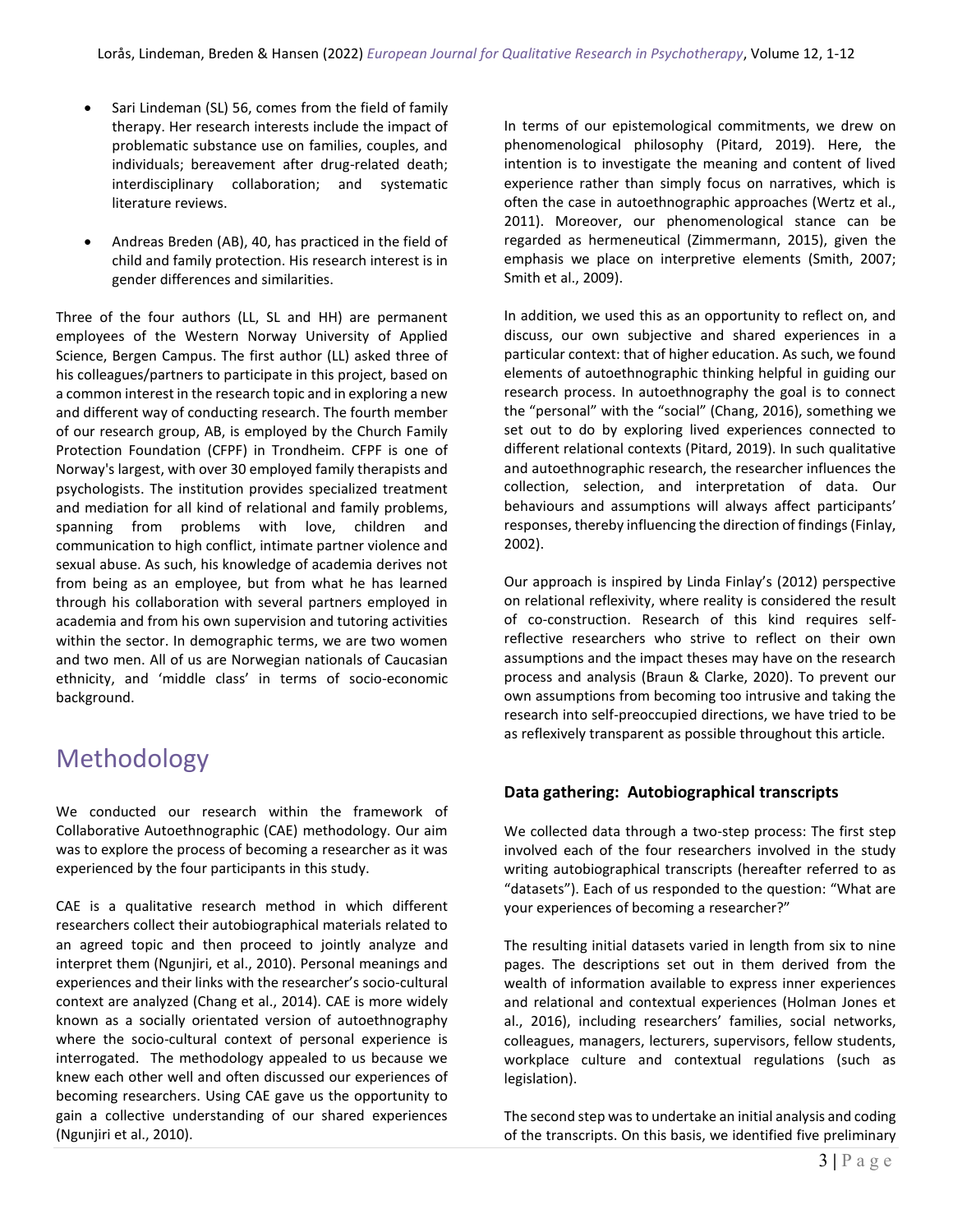- Sari Lindeman (SL) 56, comes from the field of family therapy. Her research interests include the impact of problematic substance use on families, couples, and individuals; bereavement after drug-related death; interdisciplinary collaboration; and systematic literature reviews.

- Andreas Breden (AB), 40, has practiced in the field of child and family protection. His research interest is in gender differences and similarities.

Three of the four authors (LL, SL and HH) are permanent employees of the Western Norway University of Applied Science, Bergen Campus. The first author (LL) asked three of his colleagues/partners to participate in this project, based on a common interest in the research topic and in exploring a new and different way of conducting research. The fourth member of our research group, AB, is employed by the Church Family Protection Foundation (CFPF) in Trondheim. CFPF is one of Norway's largest, with over 30 employed family therapists and psychologists. The institution provides specialized treatment and mediation for all kind of relational and family problems, spanning from problems with love, children and communication to high conflict, intimate partner violence and sexual abuse. As such, his knowledge of academia derives not from being as an employee, but from what he has learned through his collaboration with several partners employed in academia and from his own supervision and tutoring activities within the sector. In demographic terms, we are two women and two men. All of us are Norwegian nationals of Caucasian ethnicity, and 'middle class' in terms of socio-economic background.

# Methodology

We conducted our research within the framework of Collaborative Autoethnographic (CAE) methodology. Our aim was to explore the process of becoming a researcher as it was experienced by the four participants in this study.

CAE is a qualitative research method in which different researchers collect their autobiographical materials related to an agreed topic and then proceed to jointly analyze and interpret them (Ngunjiri, et al., 2010). Personal meanings and experiences and their links with the researcher's socio-cultural context are analyzed (Chang et al., 2014). CAE is more widely known as a socially orientated version of autoethnography where the socio-cultural context of personal experience is interrogated. The methodology appealed to us because we knew each other well and often discussed our experiences of becoming researchers. Using CAE gave us the opportunity to gain a collective understanding of our shared experiences (Ngunjiri et al., 2010).

In terms of our epistemological commitments, we drew on phenomenological philosophy (Pitard, 2019). Here, the intention is to investigate the meaning and content of lived experience rather than simply focus on narratives, which is often the case in autoethnographic approaches (Wertz et al., 2011). Moreover, our phenomenological stance can be regarded as hermeneutical (Zimmermann, 2015), given the emphasis we place on interpretive elements (Smith, 2007; Smith et al., 2009).

In addition, we used this as an opportunity to reflect on, and discuss, our own subjective and shared experiences in a particular context: that of higher education. As such, we found elements of autoethnographic thinking helpful in guiding our research process. In autoethnography the goal is to connect the "personal" with the "social" (Chang, 2016), something we set out to do by exploring lived experiences connected to different relational contexts (Pitard, 2019). In such qualitative and autoethnographic research, the researcher influences the collection, selection, and interpretation of data. Our behaviours and assumptions will always affect participants' responses, thereby influencing the direction of findings (Finlay, 2002).

Our approach is inspired by Linda Finlay's (2012) perspective on relational reflexivity, where reality is considered the result of co-construction. Research of this kind requires self-reflective researchers who strive to reflect on their own assumptions and the impact theses may have on the research process and analysis (Braun & Clarke, 2020). To prevent our own assumptions from becoming too intrusive and taking the research into self-preoccupied directions, we have tried to be as reflexively transparent as possible throughout this article.

### Data gathering: Autobiographical transcripts

We collected data through a two-step process: The first step involved each of the four researchers involved in the study writing autobiographical transcripts (hereafter referred to as "datasets"). Each of us responded to the question: "What are your experiences of becoming a researcher?"

The resulting initial datasets varied in length from six to nine pages. The descriptions set out in them derived from the wealth of information available to express inner experiences and relational and contextual experiences (Holman Jones et al., 2016), including researchers' families, social networks, colleagues, managers, lecturers, supervisors, fellow students, workplace culture and contextual regulations (such as legislation).

The second step was to undertake an initial analysis and coding of the transcripts. On this basis, we identified five preliminary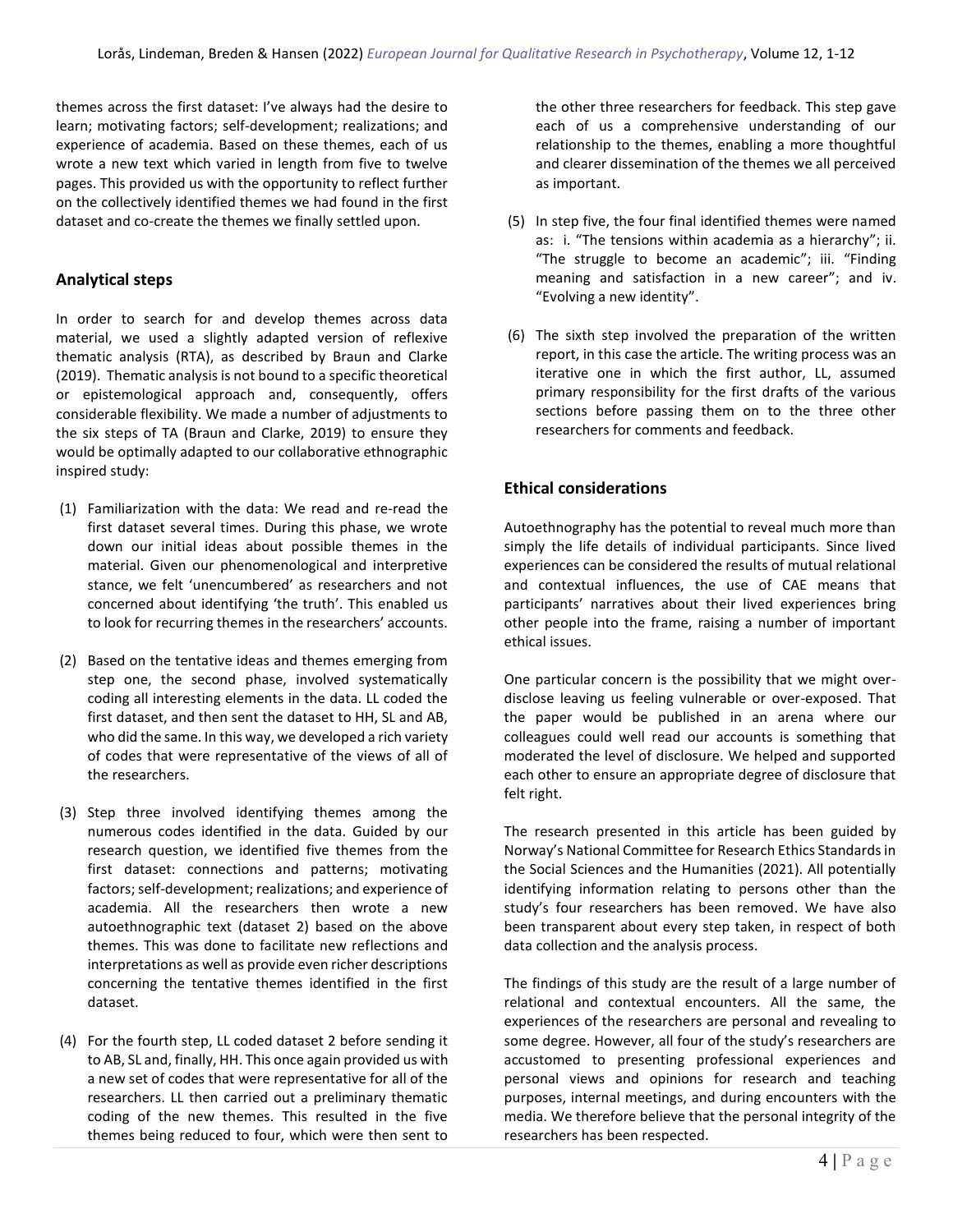themes across the first dataset: I've always had the desire to learn; motivating factors; self-development; realizations; and experience of academia. Based on these themes, each of us wrote a new text which varied in length from five to twelve pages. This provided us with the opportunity to reflect further on the collectively identified themes we had found in the first dataset and co-create the themes we finally settled upon.

## Analytical steps

In order to search for and develop themes across data material, we used a slightly adapted version of reflexive thematic analysis (RTA), as described by Braun and Clarke (2019). Thematic analysis is not bound to a specific theoretical or epistemological approach and, consequently, offers considerable flexibility. We made a number of adjustments to the six steps of TA (Braun and Clarke, 2019) to ensure they would be optimally adapted to our collaborative ethnographic inspired study:

(1) Familiarization with the data: We read and re-read the first dataset several times. During this phase, we wrote down our initial ideas about possible themes in the material. Given our phenomenological and interpretive stance, we felt 'unencumbered' as researchers and not concerned about identifying 'the truth'. This enabled us to look for recurring themes in the researchers' accounts.

(2) Based on the tentative ideas and themes emerging from step one, the second phase, involved systematically coding all interesting elements in the data. LL coded the first dataset, and then sent the dataset to HH, SL and AB, who did the same. In this way, we developed a rich variety of codes that were representative of the views of all of the researchers.

(3) Step three involved identifying themes among the numerous codes identified in the data. Guided by our research question, we identified five themes from the first dataset: connections and patterns; motivating factors; self-development; realizations; and experience of academia. All the researchers then wrote a new autoethnographic text (dataset 2) based on the above themes. This was done to facilitate new reflections and interpretations as well as provide even richer descriptions concerning the tentative themes identified in the first dataset.

(4) For the fourth step, LL coded dataset 2 before sending it to AB, SL and, finally, HH. This once again provided us with a new set of codes that were representative for all of the researchers. LL then carried out a preliminary thematic coding of the new themes. This resulted in the five themes being reduced to four, which were then sent to the other three researchers for feedback. This step gave each of us a comprehensive understanding of our relationship to the themes, enabling a more thoughtful and clearer dissemination of the themes we all perceived as important.

(5) In step five, the four final identified themes were named as: i. "The tensions within academia as a hierarchy"; ii. "The struggle to become an academic"; iii. "Finding meaning and satisfaction in a new career"; and iv. "Evolving a new identity".

(6) The sixth step involved the preparation of the written report, in this case the article. The writing process was an iterative one in which the first author, LL, assumed primary responsibility for the first drafts of the various sections before passing them on to the three other researchers for comments and feedback.

## Ethical considerations

Autoethnography has the potential to reveal much more than simply the life details of individual participants. Since lived experiences can be considered the results of mutual relational and contextual influences, the use of CAE means that participants' narratives about their lived experiences bring other people into the frame, raising a number of important ethical issues.

One particular concern is the possibility that we might over-disclose leaving us feeling vulnerable or over-exposed. That the paper would be published in an arena where our colleagues could well read our accounts is something that moderated the level of disclosure. We helped and supported each other to ensure an appropriate degree of disclosure that felt right.

The research presented in this article has been guided by Norway's National Committee for Research Ethics Standards in the Social Sciences and the Humanities (2021). All potentially identifying information relating to persons other than the study's four researchers has been removed. We have also been transparent about every step taken, in respect of both data collection and the analysis process.

The findings of this study are the result of a large number of relational and contextual encounters. All the same, the experiences of the researchers are personal and revealing to some degree. However, all four of the study's researchers are accustomed to presenting professional experiences and personal views and opinions for research and teaching purposes, internal meetings, and during encounters with the media. We therefore believe that the personal integrity of the researchers has been respected.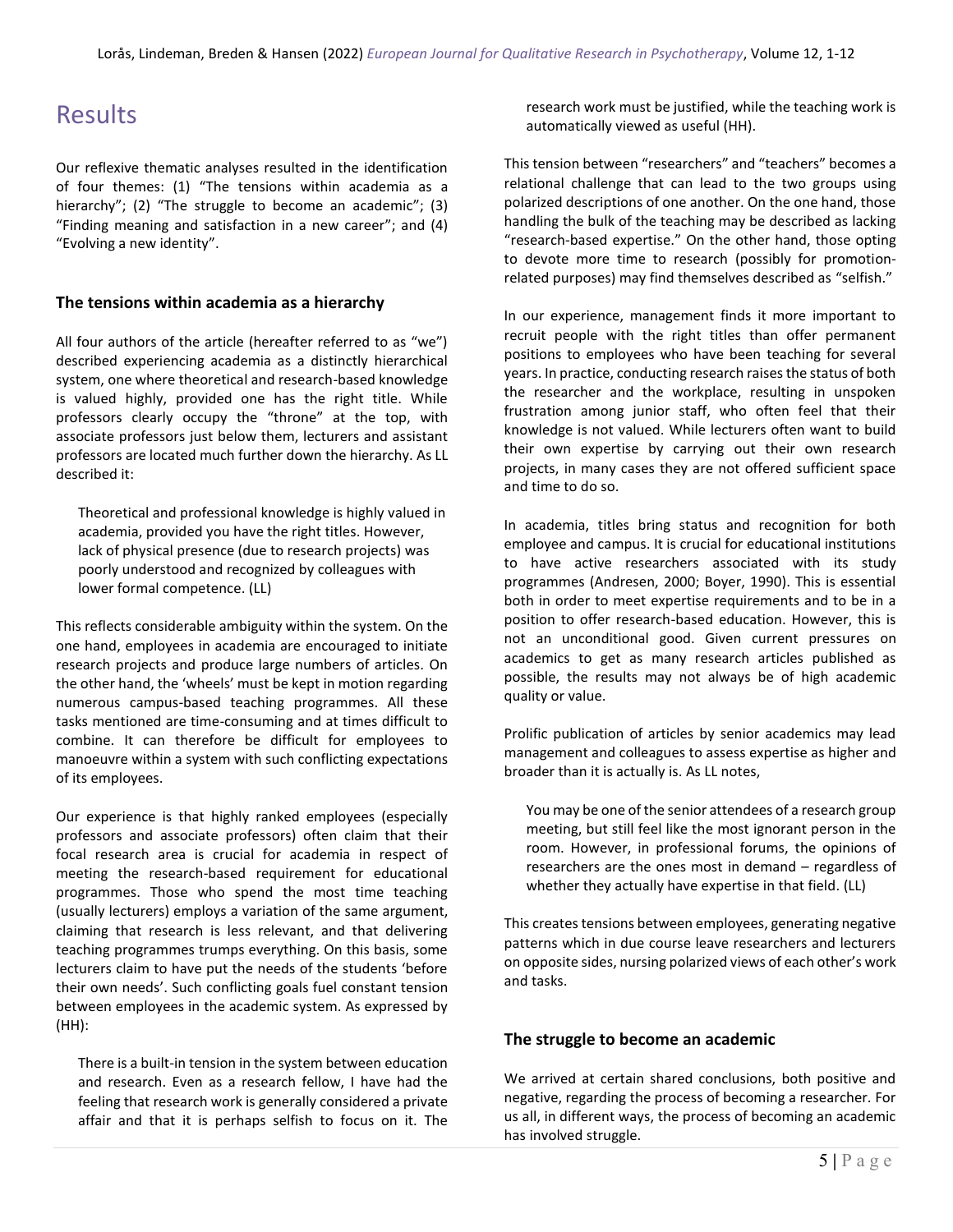# Results

Our reflexive thematic analyses resulted in the identification of four themes: (1) "The tensions within academia as a hierarchy"; (2) "The struggle to become an academic"; (3) "Finding meaning and satisfaction in a new career"; and (4) "Evolving a new identity".

## The tensions within academia as a hierarchy

All four authors of the article (hereafter referred to as "we") described experiencing academia as a distinctly hierarchical system, one where theoretical and research-based knowledge is valued highly, provided one has the right title. While professors clearly occupy the "throne" at the top, with associate professors just below them, lecturers and assistant professors are located much further down the hierarchy. As LL described it:

> Theoretical and professional knowledge is highly valued in academia, provided you have the right titles. However, lack of physical presence (due to research projects) was poorly understood and recognized by colleagues with lower formal competence. (LL)

This reflects considerable ambiguity within the system. On the one hand, employees in academia are encouraged to initiate research projects and produce large numbers of articles. On the other hand, the 'wheels' must be kept in motion regarding numerous campus-based teaching programmes. All these tasks mentioned are time-consuming and at times difficult to combine. It can therefore be difficult for employees to manoeuvre within a system with such conflicting expectations of its employees.

Our experience is that highly ranked employees (especially professors and associate professors) often claim that their focal research area is crucial for academia in respect of meeting the research-based requirement for educational programmes. Those who spend the most time teaching (usually lecturers) employs a variation of the same argument, claiming that research is less relevant, and that delivering teaching programmes trumps everything. On this basis, some lecturers claim to have put the needs of the students 'before their own needs'. Such conflicting goals fuel constant tension between employees in the academic system. As expressed by (HH):

> There is a built-in tension in the system between education and research. Even as a research fellow, I have had the feeling that research work is generally considered a private affair and that it is perhaps selfish to focus on it. The research work must be justified, while the teaching work is automatically viewed as useful (HH).

This tension between "researchers" and "teachers" becomes a relational challenge that can lead to the two groups using polarized descriptions of one another. On the one hand, those handling the bulk of the teaching may be described as lacking "research-based expertise." On the other hand, those opting to devote more time to research (possibly for promotion-related purposes) may find themselves described as "selfish."

In our experience, management finds it more important to recruit people with the right titles than offer permanent positions to employees who have been teaching for several years. In practice, conducting research raises the status of both the researcher and the workplace, resulting in unspoken frustration among junior staff, who often feel that their knowledge is not valued. While lecturers often want to build their own expertise by carrying out their own research projects, in many cases they are not offered sufficient space and time to do so.

In academia, titles bring status and recognition for both employee and campus. It is crucial for educational institutions to have active researchers associated with its study programmes (Andresen, 2000; Boyer, 1990). This is essential both in order to meet expertise requirements and to be in a position to offer research-based education. However, this is not an unconditional good. Given current pressures on academics to get as many research articles published as possible, the results may not always be of high academic quality or value.

Prolific publication of articles by senior academics may lead management and colleagues to assess expertise as higher and broader than it is actually is. As LL notes,

> You may be one of the senior attendees of a research group meeting, but still feel like the most ignorant person in the room. However, in professional forums, the opinions of researchers are the ones most in demand – regardless of whether they actually have expertise in that field. (LL)

This creates tensions between employees, generating negative patterns which in due course leave researchers and lecturers on opposite sides, nursing polarized views of each other's work and tasks.

## The struggle to become an academic

We arrived at certain shared conclusions, both positive and negative, regarding the process of becoming a researcher. For us all, in different ways, the process of becoming an academic has involved struggle.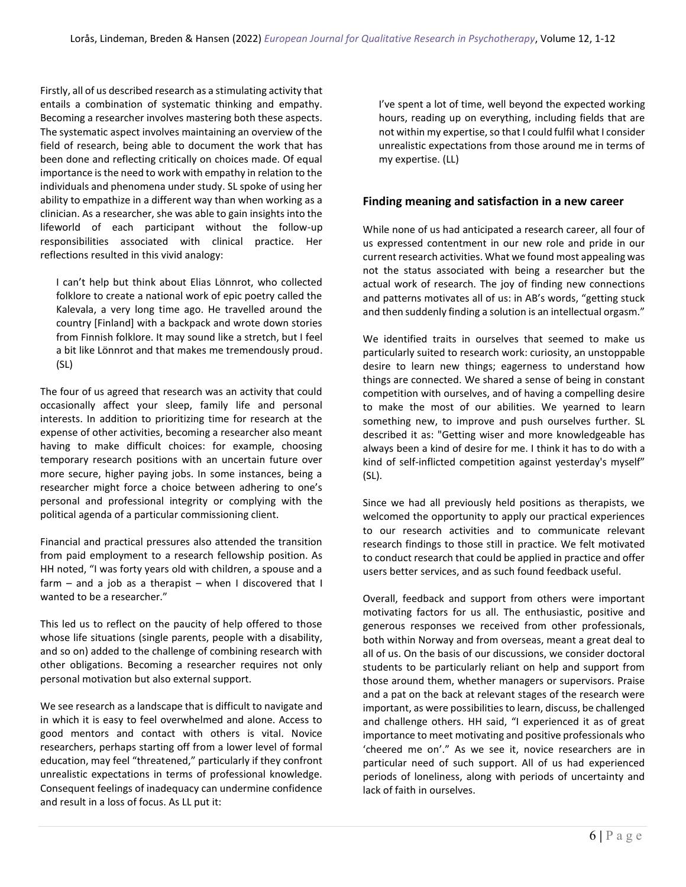Firstly, all of us described research as a stimulating activity that entails a combination of systematic thinking and empathy. Becoming a researcher involves mastering both these aspects. The systematic aspect involves maintaining an overview of the field of research, being able to document the work that has been done and reflecting critically on choices made. Of equal importance is the need to work with empathy in relation to the individuals and phenomena under study. SL spoke of using her ability to empathize in a different way than when working as a clinician. As a researcher, she was able to gain insights into the lifeworld of each participant without the follow-up responsibilities associated with clinical practice. Her reflections resulted in this vivid analogy:

> I can't help but think about Elias Lönnrot, who collected folklore to create a national work of epic poetry called the Kalevala, a very long time ago. He travelled around the country [Finland] with a backpack and wrote down stories from Finnish folklore. It may sound like a stretch, but I feel a bit like Lönnrot and that makes me tremendously proud. (SL)

The four of us agreed that research was an activity that could occasionally affect your sleep, family life and personal interests. In addition to prioritizing time for research at the expense of other activities, becoming a researcher also meant having to make difficult choices: for example, choosing temporary research positions with an uncertain future over more secure, higher paying jobs. In some instances, being a researcher might force a choice between adhering to one's personal and professional integrity or complying with the political agenda of a particular commissioning client.

Financial and practical pressures also attended the transition from paid employment to a research fellowship position. As HH noted, "I was forty years old with children, a spouse and a farm – and a job as a therapist – when I discovered that I wanted to be a researcher."

This led us to reflect on the paucity of help offered to those whose life situations (single parents, people with a disability, and so on) added to the challenge of combining research with other obligations. Becoming a researcher requires not only personal motivation but also external support.

We see research as a landscape that is difficult to navigate and in which it is easy to feel overwhelmed and alone. Access to good mentors and contact with others is vital. Novice researchers, perhaps starting off from a lower level of formal education, may feel "threatened," particularly if they confront unrealistic expectations in terms of professional knowledge. Consequent feelings of inadequacy can undermine confidence and result in a loss of focus. As LL put it:

> I've spent a lot of time, well beyond the expected working hours, reading up on everything, including fields that are not within my expertise, so that I could fulfil what I consider unrealistic expectations from those around me in terms of my expertise. (LL)

## Finding meaning and satisfaction in a new career

While none of us had anticipated a research career, all four of us expressed contentment in our new role and pride in our current research activities. What we found most appealing was not the status associated with being a researcher but the actual work of research. The joy of finding new connections and patterns motivates all of us: in AB's words, "getting stuck and then suddenly finding a solution is an intellectual orgasm."

We identified traits in ourselves that seemed to make us particularly suited to research work: curiosity, an unstoppable desire to learn new things; eagerness to understand how things are connected. We shared a sense of being in constant competition with ourselves, and of having a compelling desire to make the most of our abilities. We yearned to learn something new, to improve and push ourselves further. SL described it as: "Getting wiser and more knowledgeable has always been a kind of desire for me. I think it has to do with a kind of self-inflicted competition against yesterday's myself" (SL).

Since we had all previously held positions as therapists, we welcomed the opportunity to apply our practical experiences to our research activities and to communicate relevant research findings to those still in practice. We felt motivated to conduct research that could be applied in practice and offer users better services, and as such found feedback useful.

Overall, feedback and support from others were important motivating factors for us all. The enthusiastic, positive and generous responses we received from other professionals, both within Norway and from overseas, meant a great deal to all of us. On the basis of our discussions, we consider doctoral students to be particularly reliant on help and support from those around them, whether managers or supervisors. Praise and a pat on the back at relevant stages of the research were important, as were possibilities to learn, discuss, be challenged and challenge others. HH said, "I experienced it as of great importance to meet motivating and positive professionals who 'cheered me on'." As we see it, novice researchers are in particular need of such support. All of us had experienced periods of loneliness, along with periods of uncertainty and lack of faith in ourselves.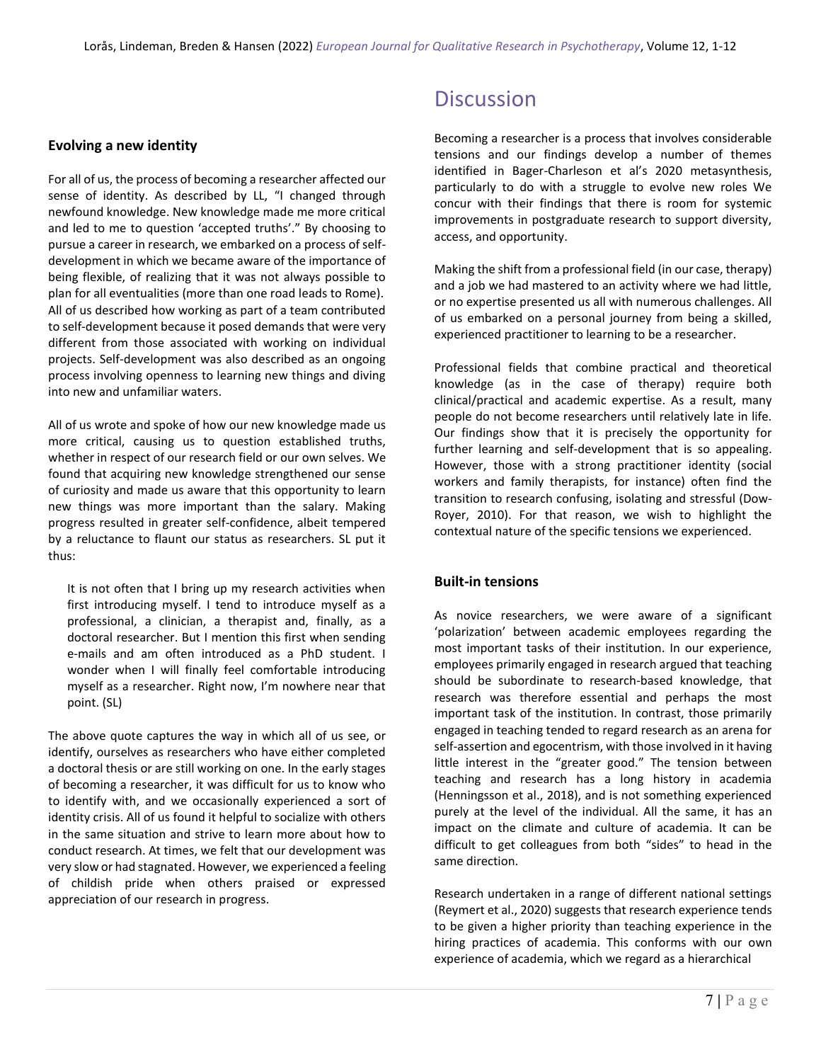### Evolving a new identity

For all of us, the process of becoming a researcher affected our sense of identity. As described by LL, "I changed through newfound knowledge. New knowledge made me more critical and led to me to question 'accepted truths'." By choosing to pursue a career in research, we embarked on a process of self-development in which we became aware of the importance of being flexible, of realizing that it was not always possible to plan for all eventualities (more than one road leads to Rome). All of us described how working as part of a team contributed to self-development because it posed demands that were very different from those associated with working on individual projects. Self-development was also described as an ongoing process involving openness to learning new things and diving into new and unfamiliar waters.

All of us wrote and spoke of how our new knowledge made us more critical, causing us to question established truths, whether in respect of our research field or our own selves. We found that acquiring new knowledge strengthened our sense of curiosity and made us aware that this opportunity to learn new things was more important than the salary. Making progress resulted in greater self-confidence, albeit tempered by a reluctance to flaunt our status as researchers. SL put it thus:

> It is not often that I bring up my research activities when first introducing myself. I tend to introduce myself as a professional, a clinician, a therapist and, finally, as a doctoral researcher. But I mention this first when sending e-mails and am often introduced as a PhD student. I wonder when I will finally feel comfortable introducing myself as a researcher. Right now, I'm nowhere near that point. (SL)

The above quote captures the way in which all of us see, or identify, ourselves as researchers who have either completed a doctoral thesis or are still working on one. In the early stages of becoming a researcher, it was difficult for us to know who to identify with, and we occasionally experienced a sort of identity crisis. All of us found it helpful to socialize with others in the same situation and strive to learn more about how to conduct research. At times, we felt that our development was very slow or had stagnated. However, we experienced a feeling of childish pride when others praised or expressed appreciation of our research in progress.

# Discussion

Becoming a researcher is a process that involves considerable tensions and our findings develop a number of themes identified in Bager-Charleson et al's 2020 metasynthesis, particularly to do with a struggle to evolve new roles We concur with their findings that there is room for systemic improvements in postgraduate research to support diversity, access, and opportunity.

Making the shift from a professional field (in our case, therapy) and a job we had mastered to an activity where we had little, or no expertise presented us all with numerous challenges. All of us embarked on a personal journey from being a skilled, experienced practitioner to learning to be a researcher.

Professional fields that combine practical and theoretical knowledge (as in the case of therapy) require both clinical/practical and academic expertise. As a result, many people do not become researchers until relatively late in life. Our findings show that it is precisely the opportunity for further learning and self-development that is so appealing. However, those with a strong practitioner identity (social workers and family therapists, for instance) often find the transition to research confusing, isolating and stressful (Dow-Royer, 2010). For that reason, we wish to highlight the contextual nature of the specific tensions we experienced.

### Built-in tensions

As novice researchers, we were aware of a significant 'polarization' between academic employees regarding the most important tasks of their institution. In our experience, employees primarily engaged in research argued that teaching should be subordinate to research-based knowledge, that research was therefore essential and perhaps the most important task of the institution. In contrast, those primarily engaged in teaching tended to regard research as an arena for self-assertion and egocentrism, with those involved in it having little interest in the "greater good." The tension between teaching and research has a long history in academia (Henningsson et al., 2018), and is not something experienced purely at the level of the individual. All the same, it has an impact on the climate and culture of academia. It can be difficult to get colleagues from both "sides" to head in the same direction.

Research undertaken in a range of different national settings (Reymert et al., 2020) suggests that research experience tends to be given a higher priority than teaching experience in the hiring practices of academia. This conforms with our own experience of academia, which we regard as a hierarchical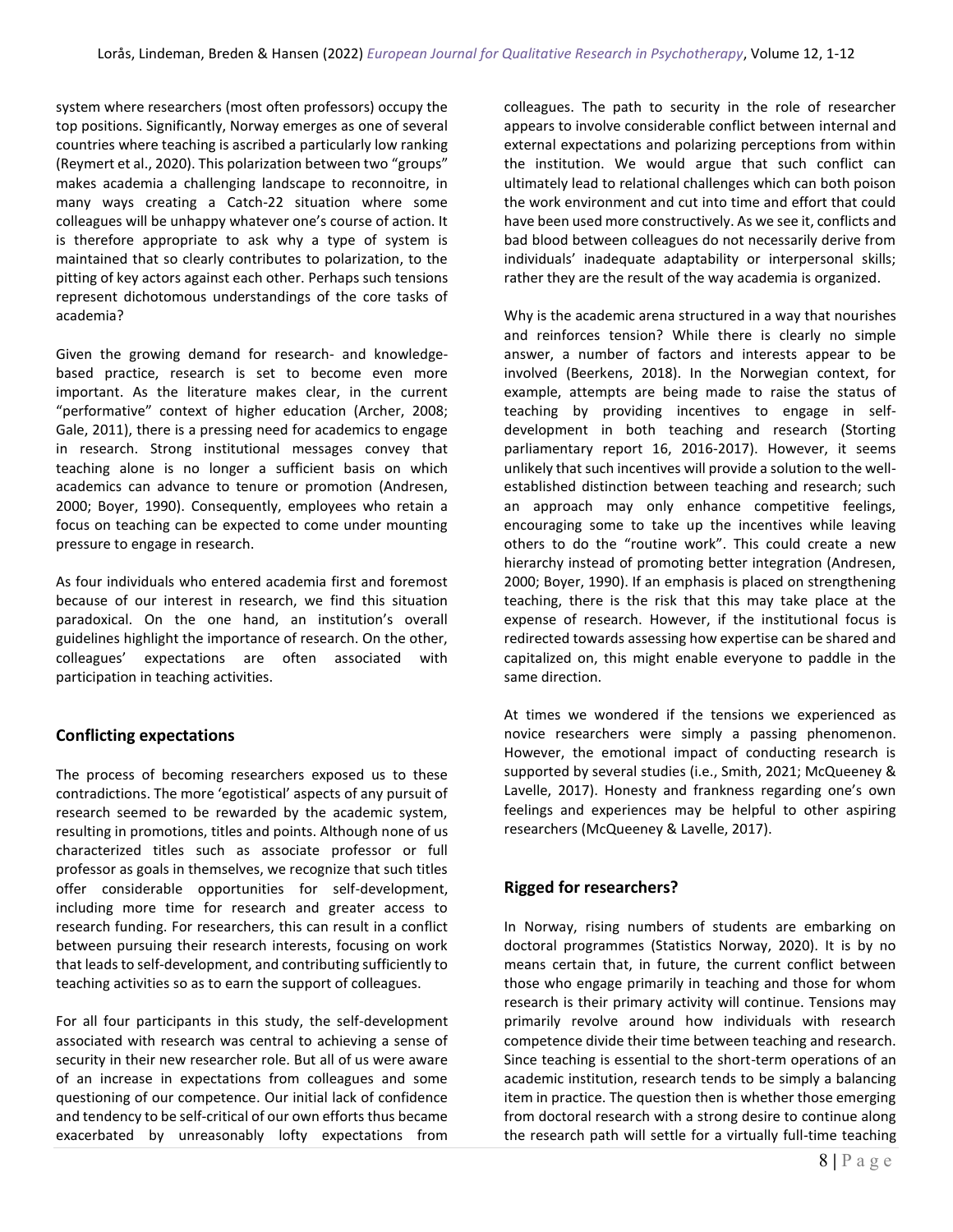system where researchers (most often professors) occupy the top positions. Significantly, Norway emerges as one of several countries where teaching is ascribed a particularly low ranking (Reymert et al., 2020). This polarization between two "groups" makes academia a challenging landscape to reconnoitre, in many ways creating a Catch-22 situation where some colleagues will be unhappy whatever one's course of action. It is therefore appropriate to ask why a type of system is maintained that so clearly contributes to polarization, to the pitting of key actors against each other. Perhaps such tensions represent dichotomous understandings of the core tasks of academia?

Given the growing demand for research- and knowledge-based practice, research is set to become even more important. As the literature makes clear, in the current "performative" context of higher education (Archer, 2008; Gale, 2011), there is a pressing need for academics to engage in research. Strong institutional messages convey that teaching alone is no longer a sufficient basis on which academics can advance to tenure or promotion (Andresen, 2000; Boyer, 1990). Consequently, employees who retain a focus on teaching can be expected to come under mounting pressure to engage in research.

As four individuals who entered academia first and foremost because of our interest in research, we find this situation paradoxical. On the one hand, an institution's overall guidelines highlight the importance of research. On the other, colleagues' expectations are often associated with participation in teaching activities.

## Conflicting expectations

The process of becoming researchers exposed us to these contradictions. The more 'egotistical' aspects of any pursuit of research seemed to be rewarded by the academic system, resulting in promotions, titles and points. Although none of us characterized titles such as associate professor or full professor as goals in themselves, we recognize that such titles offer considerable opportunities for self-development, including more time for research and greater access to research funding. For researchers, this can result in a conflict between pursuing their research interests, focusing on work that leads to self-development, and contributing sufficiently to teaching activities so as to earn the support of colleagues.

For all four participants in this study, the self-development associated with research was central to achieving a sense of security in their new researcher role. But all of us were aware of an increase in expectations from colleagues and some questioning of our competence. Our initial lack of confidence and tendency to be self-critical of our own efforts thus became exacerbated by unreasonably lofty expectations from colleagues. The path to security in the role of researcher appears to involve considerable conflict between internal and external expectations and polarizing perceptions from within the institution. We would argue that such conflict can ultimately lead to relational challenges which can both poison the work environment and cut into time and effort that could have been used more constructively. As we see it, conflicts and bad blood between colleagues do not necessarily derive from individuals' inadequate adaptability or interpersonal skills; rather they are the result of the way academia is organized.

Why is the academic arena structured in a way that nourishes and reinforces tension? While there is clearly no simple answer, a number of factors and interests appear to be involved (Beerkens, 2018). In the Norwegian context, for example, attempts are being made to raise the status of teaching by providing incentives to engage in self-development in both teaching and research (Storting parliamentary report 16, 2016-2017). However, it seems unlikely that such incentives will provide a solution to the well-established distinction between teaching and research; such an approach may only enhance competitive feelings, encouraging some to take up the incentives while leaving others to do the "routine work". This could create a new hierarchy instead of promoting better integration (Andresen, 2000; Boyer, 1990). If an emphasis is placed on strengthening teaching, there is the risk that this may take place at the expense of research. However, if the institutional focus is redirected towards assessing how expertise can be shared and capitalized on, this might enable everyone to paddle in the same direction.

At times we wondered if the tensions we experienced as novice researchers were simply a passing phenomenon. However, the emotional impact of conducting research is supported by several studies (i.e., Smith, 2021; McQueeney & Lavelle, 2017). Honesty and frankness regarding one's own feelings and experiences may be helpful to other aspiring researchers (McQueeney & Lavelle, 2017).

## Rigged for researchers?

In Norway, rising numbers of students are embarking on doctoral programmes (Statistics Norway, 2020). It is by no means certain that, in future, the current conflict between those who engage primarily in teaching and those for whom research is their primary activity will continue. Tensions may primarily revolve around how individuals with research competence divide their time between teaching and research. Since teaching is essential to the short-term operations of an academic institution, research tends to be simply a balancing item in practice. The question then is whether those emerging from doctoral research with a strong desire to continue along the research path will settle for a virtually full-time teaching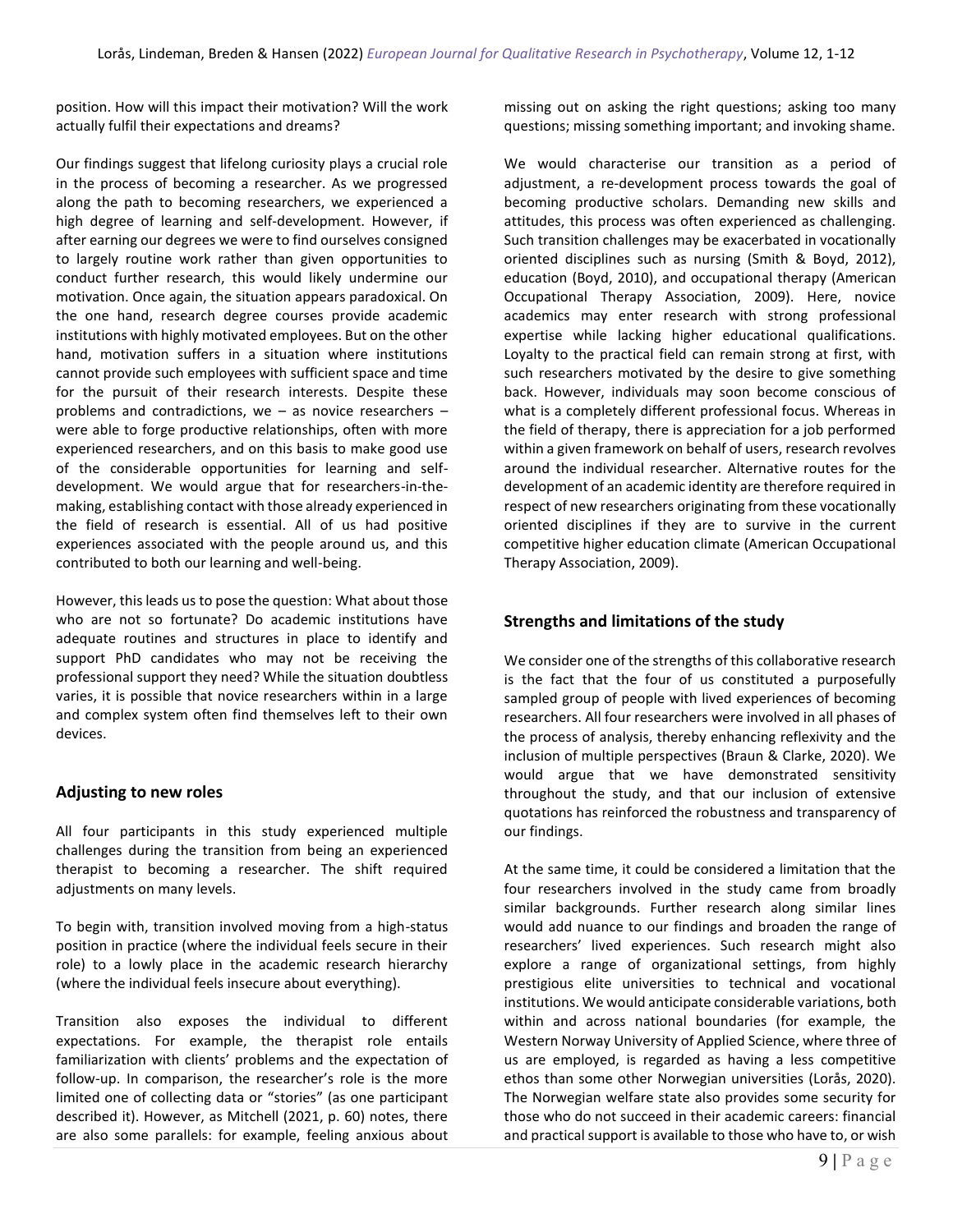position. How will this impact their motivation? Will the work actually fulfil their expectations and dreams?

Our findings suggest that lifelong curiosity plays a crucial role in the process of becoming a researcher. As we progressed along the path to becoming researchers, we experienced a high degree of learning and self-development. However, if after earning our degrees we were to find ourselves consigned to largely routine work rather than given opportunities to conduct further research, this would likely undermine our motivation. Once again, the situation appears paradoxical. On the one hand, research degree courses provide academic institutions with highly motivated employees. But on the other hand, motivation suffers in a situation where institutions cannot provide such employees with sufficient space and time for the pursuit of their research interests. Despite these problems and contradictions, we – as novice researchers – were able to forge productive relationships, often with more experienced researchers, and on this basis to make good use of the considerable opportunities for learning and self-development. We would argue that for researchers-in-the-making, establishing contact with those already experienced in the field of research is essential. All of us had positive experiences associated with the people around us, and this contributed to both our learning and well-being.

However, this leads us to pose the question: What about those who are not so fortunate? Do academic institutions have adequate routines and structures in place to identify and support PhD candidates who may not be receiving the professional support they need? While the situation doubtless varies, it is possible that novice researchers within in a large and complex system often find themselves left to their own devices.

## Adjusting to new roles

All four participants in this study experienced multiple challenges during the transition from being an experienced therapist to becoming a researcher. The shift required adjustments on many levels.

To begin with, transition involved moving from a high-status position in practice (where the individual feels secure in their role) to a lowly place in the academic research hierarchy (where the individual feels insecure about everything).

Transition also exposes the individual to different expectations. For example, the therapist role entails familiarization with clients' problems and the expectation of follow-up. In comparison, the researcher's role is the more limited one of collecting data or "stories" (as one participant described it). However, as Mitchell (2021, p. 60) notes, there are also some parallels: for example, feeling anxious about missing out on asking the right questions; asking too many questions; missing something important; and invoking shame.

We would characterise our transition as a period of adjustment, a re-development process towards the goal of becoming productive scholars. Demanding new skills and attitudes, this process was often experienced as challenging. Such transition challenges may be exacerbated in vocationally oriented disciplines such as nursing (Smith & Boyd, 2012), education (Boyd, 2010), and occupational therapy (American Occupational Therapy Association, 2009). Here, novice academics may enter research with strong professional expertise while lacking higher educational qualifications. Loyalty to the practical field can remain strong at first, with such researchers motivated by the desire to give something back. However, individuals may soon become conscious of what is a completely different professional focus. Whereas in the field of therapy, there is appreciation for a job performed within a given framework on behalf of users, research revolves around the individual researcher. Alternative routes for the development of an academic identity are therefore required in respect of new researchers originating from these vocationally oriented disciplines if they are to survive in the current competitive higher education climate (American Occupational Therapy Association, 2009).

## Strengths and limitations of the study

We consider one of the strengths of this collaborative research is the fact that the four of us constituted a purposefully sampled group of people with lived experiences of becoming researchers. All four researchers were involved in all phases of the process of analysis, thereby enhancing reflexivity and the inclusion of multiple perspectives (Braun & Clarke, 2020). We would argue that we have demonstrated sensitivity throughout the study, and that our inclusion of extensive quotations has reinforced the robustness and transparency of our findings.

At the same time, it could be considered a limitation that the four researchers involved in the study came from broadly similar backgrounds. Further research along similar lines would add nuance to our findings and broaden the range of researchers' lived experiences. Such research might also explore a range of organizational settings, from highly prestigious elite universities to technical and vocational institutions. We would anticipate considerable variations, both within and across national boundaries (for example, the Western Norway University of Applied Science, where three of us are employed, is regarded as having a less competitive ethos than some other Norwegian universities (Lorås, 2020). The Norwegian welfare state also provides some security for those who do not succeed in their academic careers: financial and practical support is available to those who have to, or wish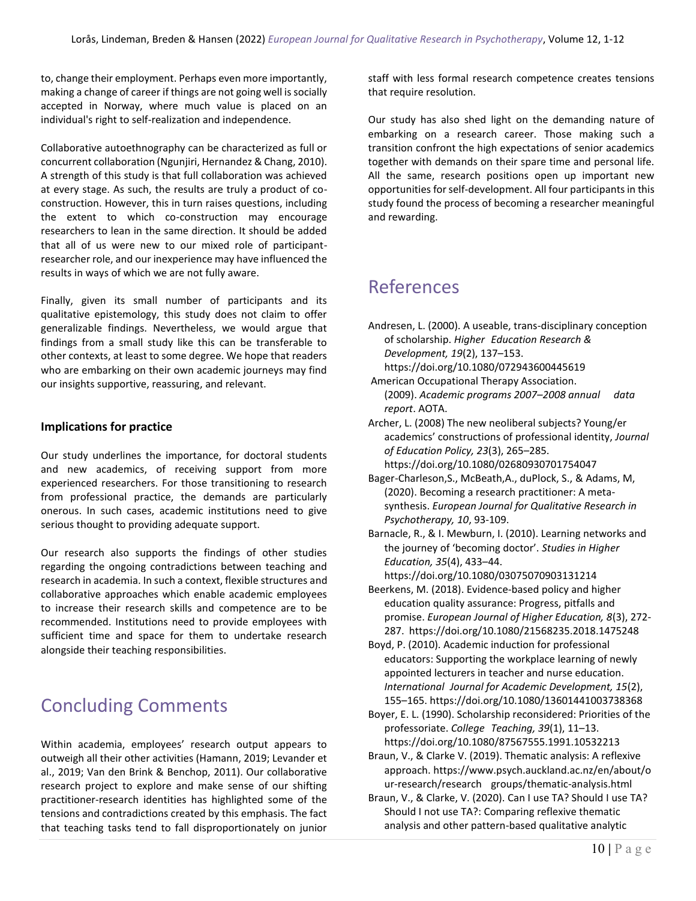to, change their employment. Perhaps even more importantly, making a change of career if things are not going well is socially accepted in Norway, where much value is placed on an individual's right to self-realization and independence.

Collaborative autoethnography can be characterized as full or concurrent collaboration (Ngunjiri, Hernandez & Chang, 2010). A strength of this study is that full collaboration was achieved at every stage. As such, the results are truly a product of co-construction. However, this in turn raises questions, including the extent to which co-construction may encourage researchers to lean in the same direction. It should be added that all of us were new to our mixed role of participant-researcher role, and our inexperience may have influenced the results in ways of which we are not fully aware.

Finally, given its small number of participants and its qualitative epistemology, this study does not claim to offer generalizable findings. Nevertheless, we would argue that findings from a small study like this can be transferable to other contexts, at least to some degree. We hope that readers who are embarking on their own academic journeys may find our insights supportive, reassuring, and relevant.

### Implications for practice

Our study underlines the importance, for doctoral students and new academics, of receiving support from more experienced researchers. For those transitioning to research from professional practice, the demands are particularly onerous. In such cases, academic institutions need to give serious thought to providing adequate support.

Our research also supports the findings of other studies regarding the ongoing contradictions between teaching and research in academia. In such a context, flexible structures and collaborative approaches which enable academic employees to increase their research skills and competence are to be recommended. Institutions need to provide employees with sufficient time and space for them to undertake research alongside their teaching responsibilities.

# Concluding Comments

Within academia, employees' research output appears to outweigh all their other activities (Hamann, 2019; Levander et al., 2019; Van den Brink & Benchop, 2011). Our collaborative research project to explore and make sense of our shifting practitioner-research identities has highlighted some of the tensions and contradictions created by this emphasis. The fact that teaching tasks tend to fall disproportionately on junior staff with less formal research competence creates tensions that require resolution.

Our study has also shed light on the demanding nature of embarking on a research career. Those making such a transition confront the high expectations of senior academics together with demands on their spare time and personal life. All the same, research positions open up important new opportunities for self-development. All four participants in this study found the process of becoming a researcher meaningful and rewarding.

# References

Andresen, L. (2000). A useable, trans-disciplinary conception of scholarship. *Higher Education Research & Development, 19*(2), 137–153. https://doi.org/10.1080/072943600445619

American Occupational Therapy Association. (2009). *Academic programs 2007–2008 annual data report*. AOTA.

Archer, L. (2008) The new neoliberal subjects? Young/er academics' constructions of professional identity, *Journal of Education Policy, 23*(3), 265–285. https://doi.org/10.1080/02680930701754047

Bager-Charleson,S., McBeath,A., duPlock, S., & Adams, M, (2020). Becoming a research practitioner: A meta-synthesis. *European Journal for Qualitative Research in Psychotherapy, 10*, 93-109.

Barnacle, R., & I. Mewburn, I. (2010). Learning networks and the journey of 'becoming doctor'. *Studies in Higher Education, 35*(4), 433–44. https://doi.org/10.1080/03075070903131214

Beerkens, M. (2018). Evidence-based policy and higher education quality assurance: Progress, pitfalls and promise. *European Journal of Higher Education, 8*(3), 272-287. https://doi.org/10.1080/21568235.2018.1475248

Boyd, P. (2010). Academic induction for professional educators: Supporting the workplace learning of newly appointed lecturers in teacher and nurse education. *International Journal for Academic Development, 15*(2), 155–165. https://doi.org/10.1080/13601441003738368

Boyer, E. L. (1990). Scholarship reconsidered: Priorities of the professoriate. *College Teaching, 39*(1), 11–13. https://doi.org/10.1080/87567555.1991.10532213

Braun, V., & Clarke V. (2019). Thematic analysis: A reflexive approach. https://www.psych.auckland.ac.nz/en/about/our-research/research groups/thematic-analysis.html

Braun, V., & Clarke, V. (2020). Can I use TA? Should I use TA? Should I not use TA?: Comparing reflexive thematic analysis and other pattern-based qualitative analytic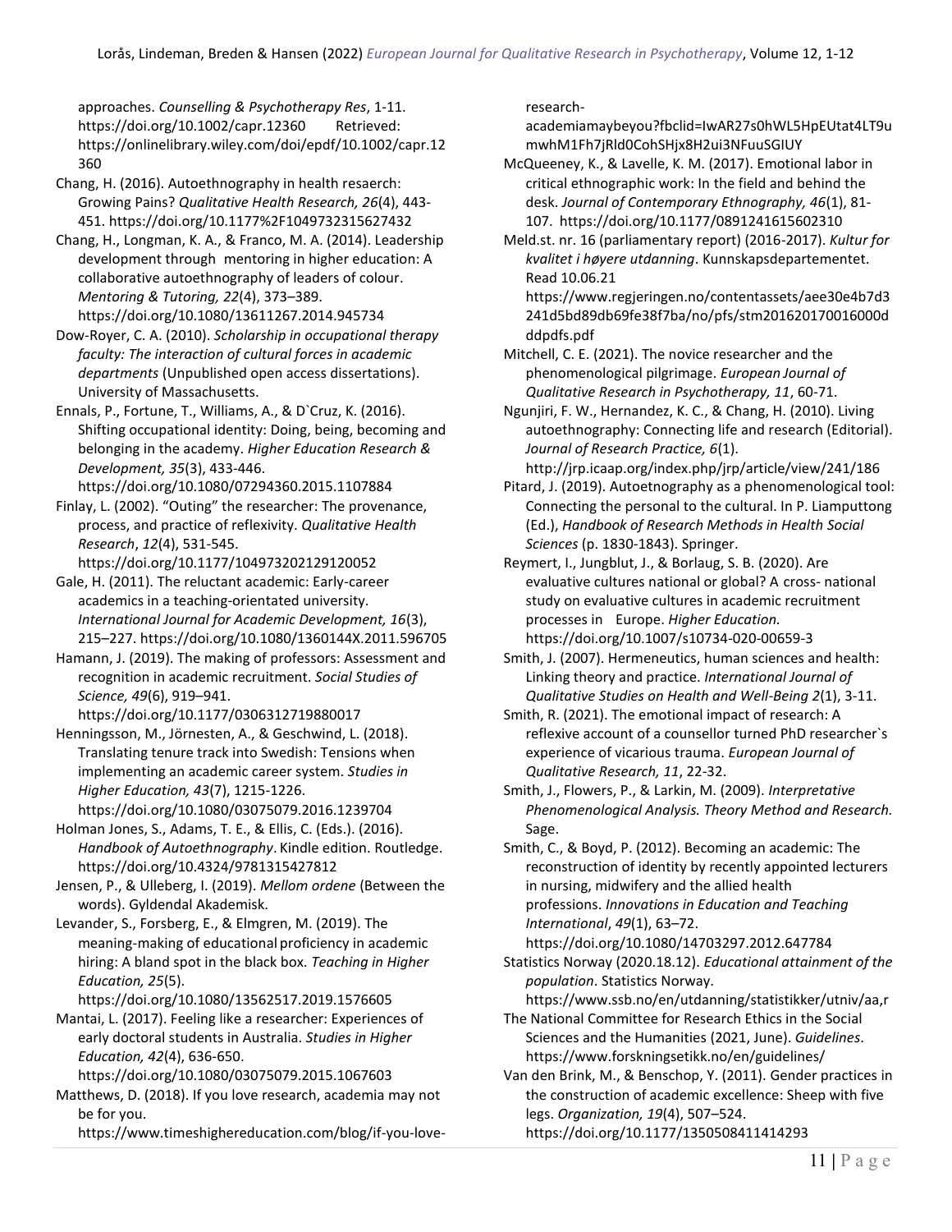approaches. *Counselling & Psychotherapy Res*, 1-11. https://doi.org/10.1002/capr.12360 Retrieved: https://onlinelibrary.wiley.com/doi/epdf/10.1002/capr.12360

Chang, H. (2016). Autoethnography in health resaerch: Growing Pains? *Qualitative Health Research, 26*(4), 443-451. https://doi.org/10.1177%2F1049732315627432

Chang, H., Longman, K. A., & Franco, M. A. (2014). Leadership development through mentoring in higher education: A collaborative autoethnography of leaders of colour. *Mentoring & Tutoring, 22*(4), 373–389. https://doi.org/10.1080/13611267.2014.945734

Dow-Royer, C. A. (2010). *Scholarship in occupational therapy faculty: The interaction of cultural forces in academic departments* (Unpublished open access dissertations). University of Massachusetts.

Ennals, P., Fortune, T., Williams, A., & D`Cruz, K. (2016). Shifting occupational identity: Doing, being, becoming and belonging in the academy. *Higher Education Research & Development, 35*(3), 433-446. https://doi.org/10.1080/07294360.2015.1107884

Finlay, L. (2002). "Outing" the researcher: The provenance, process, and practice of reflexivity. *Qualitative Health Research*, *12*(4), 531-545. https://doi.org/10.1177/104973202129120052

Gale, H. (2011). The reluctant academic: Early-career academics in a teaching-orientated university. *International Journal for Academic Development, 16*(3), 215–227. https://doi.org/10.1080/1360144X.2011.596705

Hamann, J. (2019). The making of professors: Assessment and recognition in academic recruitment. *Social Studies of Science, 49*(6), 919–941. https://doi.org/10.1177/0306312719880017

Henningsson, M., Jörnesten, A., & Geschwind, L. (2018). Translating tenure track into Swedish: Tensions when implementing an academic career system. *Studies in Higher Education, 43*(7), 1215-1226. https://doi.org/10.1080/03075079.2016.1239704

Holman Jones, S., Adams, T. E., & Ellis, C. (Eds.). (2016). *Handbook of Autoethnography*. Kindle edition. Routledge. https://doi.org/10.4324/9781315427812

Jensen, P., & Ulleberg, I. (2019). *Mellom ordene* (Between the words). Gyldendal Akademisk.

Levander, S., Forsberg, E., & Elmgren, M. (2019). The meaning-making of educational proficiency in academic hiring: A bland spot in the black box. *Teaching in Higher Education, 25*(5). https://doi.org/10.1080/13562517.2019.1576605

Mantai, L. (2017). Feeling like a researcher: Experiences of early doctoral students in Australia. *Studies in Higher Education, 42*(4), 636-650. https://doi.org/10.1080/03075079.2015.1067603

Matthews, D. (2018). If you love research, academia may not be for you. https://www.timeshighereducation.com/blog/if-you-love-research-academiamaybeyou?fbclid=IwAR27s0hWL5HpEUtat4LT9umwhM1Fh7jRld0CohSHjx8H2ui3NFuuSGIUY

McQueeney, K., & Lavelle, K. M. (2017). Emotional labor in critical ethnographic work: In the field and behind the desk. *Journal of Contemporary Ethnography, 46*(1), 81-107. https://doi.org/10.1177/0891241615602310

Meld.st. nr. 16 (parliamentary report) (2016-2017). *Kultur for kvalitet i høyere utdanning*. Kunnskapsdepartementet. Read 10.06.21 https://www.regjeringen.no/contentassets/aee30e4b7d3241d5bd89db69fe38f7ba/no/pfs/stm201620170016000dddpdfs.pdf

Mitchell, C. E. (2021). The novice researcher and the phenomenological pilgrimage. *European Journal of Qualitative Research in Psychotherapy, 11*, 60-71.

Ngunjiri, F. W., Hernandez, K. C., & Chang, H. (2010). Living autoethnography: Connecting life and research (Editorial). *Journal of Research Practice, 6*(1). http://jrp.icaap.org/index.php/jrp/article/view/241/186

Pitard, J. (2019). Autoetnography as a phenomenological tool: Connecting the personal to the cultural. In P. Liamputtong (Ed.), *Handbook of Research Methods in Health Social Sciences* (p. 1830-1843). Springer.

Reymert, I., Jungblut, J., & Borlaug, S. B. (2020). Are evaluative cultures national or global? A cross- national study on evaluative cultures in academic recruitment processes in Europe. *Higher Education.* https://doi.org/10.1007/s10734-020-00659-3

Smith, J. (2007). Hermeneutics, human sciences and health: Linking theory and practice. *International Journal of Qualitative Studies on Health and Well-Being 2*(1), 3-11.

Smith, R. (2021). The emotional impact of research: A reflexive account of a counsellor turned PhD researcher`s experience of vicarious trauma. *European Journal of Qualitative Research, 11*, 22-32.

Smith, J., Flowers, P., & Larkin, M. (2009). *Interpretative Phenomenological Analysis. Theory Method and Research.* Sage.

Smith, C., & Boyd, P. (2012). Becoming an academic: The reconstruction of identity by recently appointed lecturers in nursing, midwifery and the allied health professions. *Innovations in Education and Teaching International*, *49*(1), 63–72. https://doi.org/10.1080/14703297.2012.647784

Statistics Norway (2020.18.12). *Educational attainment of the population*. Statistics Norway. https://www.ssb.no/en/utdanning/statistikker/utniv/aa,r

The National Committee for Research Ethics in the Social Sciences and the Humanities (2021, June). *Guidelines*. https://www.forskningsetikk.no/en/guidelines/

Van den Brink, M., & Benschop, Y. (2011). Gender practices in the construction of academic excellence: Sheep with five legs. *Organization, 19*(4), 507–524. https://doi.org/10.1177/1350508411414293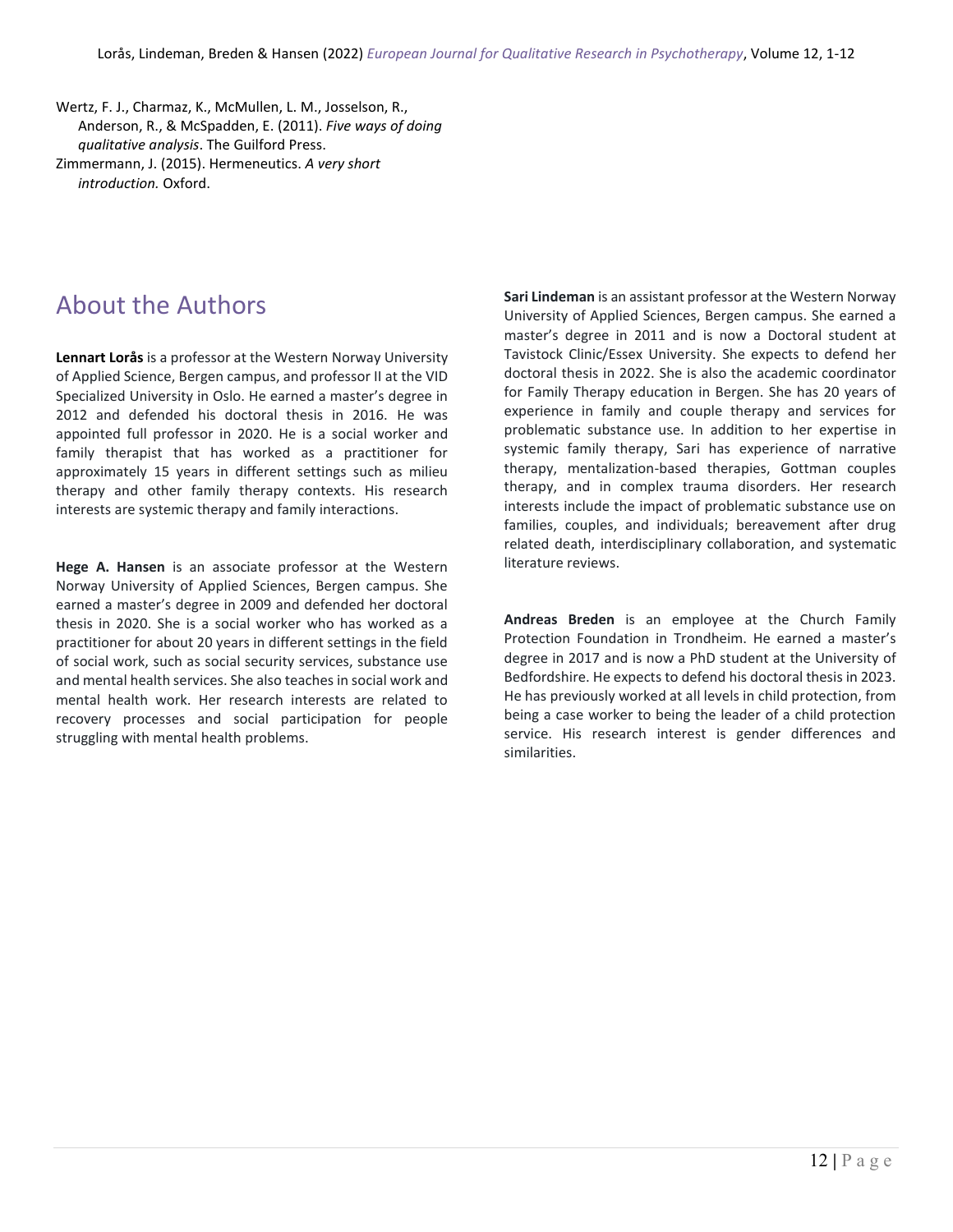Wertz, F. J., Charmaz, K., McMullen, L. M., Josselson, R., Anderson, R., & McSpadden, E. (2011). *Five ways of doing qualitative analysis*. The Guilford Press.

Zimmermann, J. (2015). Hermeneutics. *A very short introduction.* Oxford.

## About the Authors

**Lennart Lorås** is a professor at the Western Norway University of Applied Science, Bergen campus, and professor II at the VID Specialized University in Oslo. He earned a master's degree in 2012 and defended his doctoral thesis in 2016. He was appointed full professor in 2020. He is a social worker and family therapist that has worked as a practitioner for approximately 15 years in different settings such as milieu therapy and other family therapy contexts. His research interests are systemic therapy and family interactions.

**Hege A. Hansen** is an associate professor at the Western Norway University of Applied Sciences, Bergen campus. She earned a master's degree in 2009 and defended her doctoral thesis in 2020. She is a social worker who has worked as a practitioner for about 20 years in different settings in the field of social work, such as social security services, substance use and mental health services. She also teaches in social work and mental health work. Her research interests are related to recovery processes and social participation for people struggling with mental health problems.

**Sari Lindeman** is an assistant professor at the Western Norway University of Applied Sciences, Bergen campus. She earned a master's degree in 2011 and is now a Doctoral student at Tavistock Clinic/Essex University. She expects to defend her doctoral thesis in 2022. She is also the academic coordinator for Family Therapy education in Bergen. She has 20 years of experience in family and couple therapy and services for problematic substance use. In addition to her expertise in systemic family therapy, Sari has experience of narrative therapy, mentalization-based therapies, Gottman couples therapy, and in complex trauma disorders. Her research interests include the impact of problematic substance use on families, couples, and individuals; bereavement after drug related death, interdisciplinary collaboration, and systematic literature reviews.

**Andreas Breden** is an employee at the Church Family Protection Foundation in Trondheim. He earned a master's degree in 2017 and is now a PhD student at the University of Bedfordshire. He expects to defend his doctoral thesis in 2023. He has previously worked at all levels in child protection, from being a case worker to being the leader of a child protection service. His research interest is gender differences and similarities.